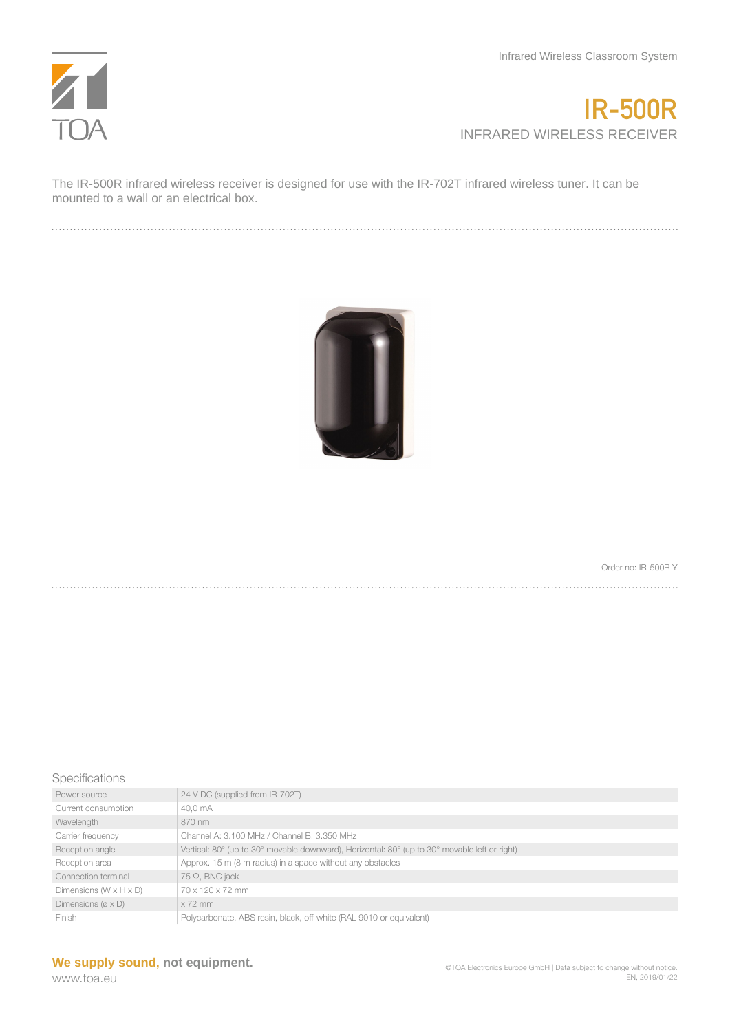Infrared Wireless Classroom System

# IR-500R

## INFRARED WIRELESS RECEIVER

The IR-500R infrared wireless receiver is designed for use with the IR-702T infrared wireless tuner. It can be mounted to a wall or an electrical box.

Order no: IR-500R Y

### Specifications

| | |
|---|---|
| Power source | 24 V DC (supplied from IR-702T) |
| Current consumption | 40,0 mA |
| Wavelength | 870 nm |
| Carrier frequency | Channel A: 3.100 MHz / Channel B: 3.350 MHz |
| Reception angle | Vertical: 80° (up to 30° movable downward), Horizontal: 80° (up to 30° movable left or right) |
| Reception area | Approx. 15 m (8 m radius) in a space without any obstacles |
| Connection terminal | 75 Ω, BNC jack |
| Dimensions (W x H x D) | 70 x 120 x 72 mm |
| Dimensions (ø x D) | x 72 mm |
| Finish | Polycarbonate, ABS resin, black, off-white (RAL 9010 or equivalent) |

**We supply sound, not equipment.**

www.toa.eu

©TOA Electronics Europe GmbH | Data subject to change without notice.
EN, 2019/01/22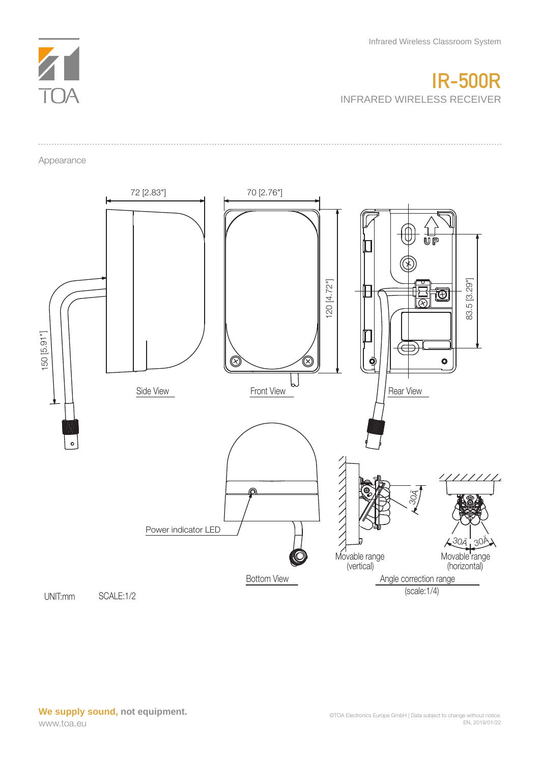# IR-500R

INFRARED WIRELESS RECEIVER

Appearance

72 [2.83"]

70 [2.76"]

120 [4.72"]

83.5 [3.29"]

150 [5.91"]

UP

Side View

Front View

Rear View

Power indicator LED

Bottom View

30Â

Movable range (vertical)

30Â 30Â

Movable range (horizontal)

Angle correction range (scale:1/4)

UNIT:mm SCALE:1/2

**We supply sound, not equipment.**
www.toa.eu

©TOA Electronics Europe GmbH | Data subject to change without notice.
EN, 2019/01/22